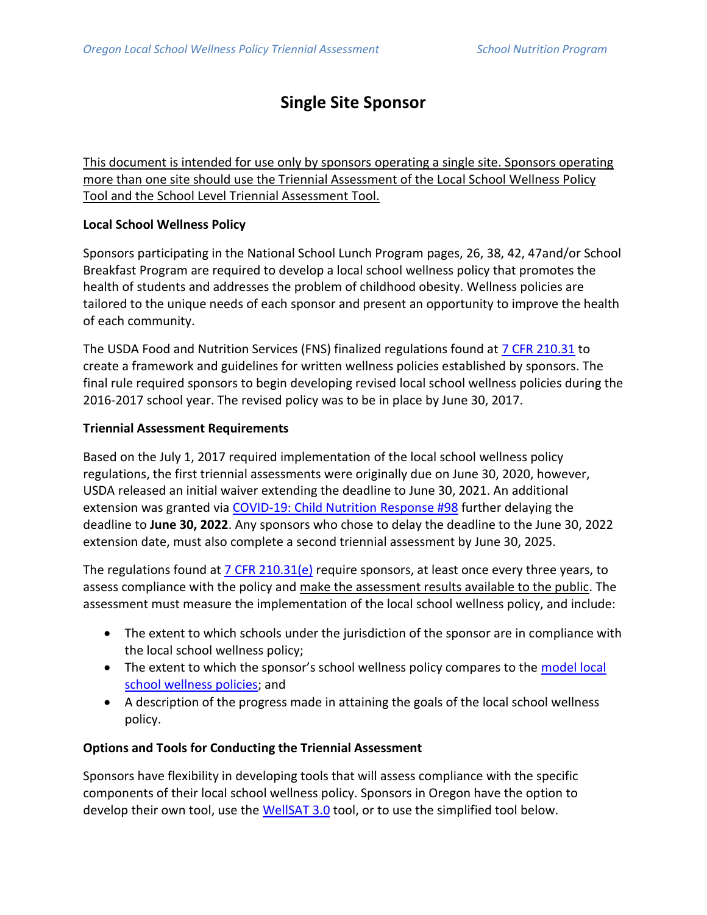# Single Site Sponsor

This document is intended for use only by sponsors operating a single site. Sponsors operating more than one site should use the Triennial Assessment of the Local School Wellness Policy Tool and the School Level Triennial Assessment Tool.

**Local School Wellness Policy**

Sponsors participating in the National School Lunch Program pages, 26, 38, 42, 47and/or School Breakfast Program are required to develop a local school wellness policy that promotes the health of students and addresses the problem of childhood obesity. Wellness policies are tailored to the unique needs of each sponsor and present an opportunity to improve the health of each community.

The USDA Food and Nutrition Services (FNS) finalized regulations found at 7 CFR 210.31 to create a framework and guidelines for written wellness policies established by sponsors. The final rule required sponsors to begin developing revised local school wellness policies during the 2016-2017 school year. The revised policy was to be in place by June 30, 2017.

**Triennial Assessment Requirements**

Based on the July 1, 2017 required implementation of the local school wellness policy regulations, the first triennial assessments were originally due on June 30, 2020, however, USDA released an initial waiver extending the deadline to June 30, 2021. An additional extension was granted via COVID-19: Child Nutrition Response #98 further delaying the deadline to **June 30, 2022**. Any sponsors who chose to delay the deadline to the June 30, 2022 extension date, must also complete a second triennial assessment by June 30, 2025.

The regulations found at 7 CFR 210.31(e) require sponsors, at least once every three years, to assess compliance with the policy and make the assessment results available to the public. The assessment must measure the implementation of the local school wellness policy, and include:

- The extent to which schools under the jurisdiction of the sponsor are in compliance with the local school wellness policy;
- The extent to which the sponsor's school wellness policy compares to the model local school wellness policies; and
- A description of the progress made in attaining the goals of the local school wellness policy.

**Options and Tools for Conducting the Triennial Assessment**

Sponsors have flexibility in developing tools that will assess compliance with the specific components of their local school wellness policy. Sponsors in Oregon have the option to develop their own tool, use the WellSAT 3.0 tool, or to use the simplified tool below.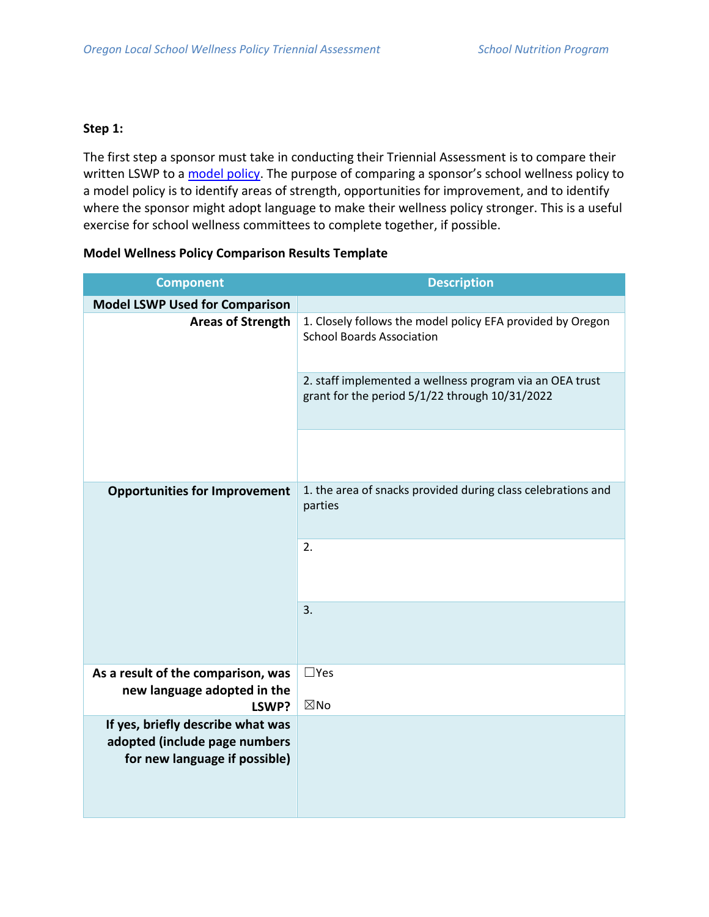**Step 1:**

The first step a sponsor must take in conducting their Triennial Assessment is to compare their written LSWP to a [model policy](). The purpose of comparing a sponsor's school wellness policy to a model policy is to identify areas of strength, opportunities for improvement, and to identify where the sponsor might adopt language to make their wellness policy stronger. This is a useful exercise for school wellness committees to complete together, if possible.

**Model Wellness Policy Comparison Results Template**

| Component | Description |
|---|---|
| **Model LSWP Used for Comparison** | |
| **Areas of Strength** | 1. Closely follows the model policy EFA provided by Oregon School Boards Association |
| | 2. staff implemented a wellness program via an OEA trust grant for the period 5/1/22 through 10/31/2022 |
| | |
| **Opportunities for Improvement** | 1. the area of snacks provided during class celebrations and parties |
| | 2. |
| | 3. |
| **As a result of the comparison, was new language adopted in the LSWP?** | ☐Yes<br>☒No |
| **If yes, briefly describe what was adopted (include page numbers for new language if possible)** | |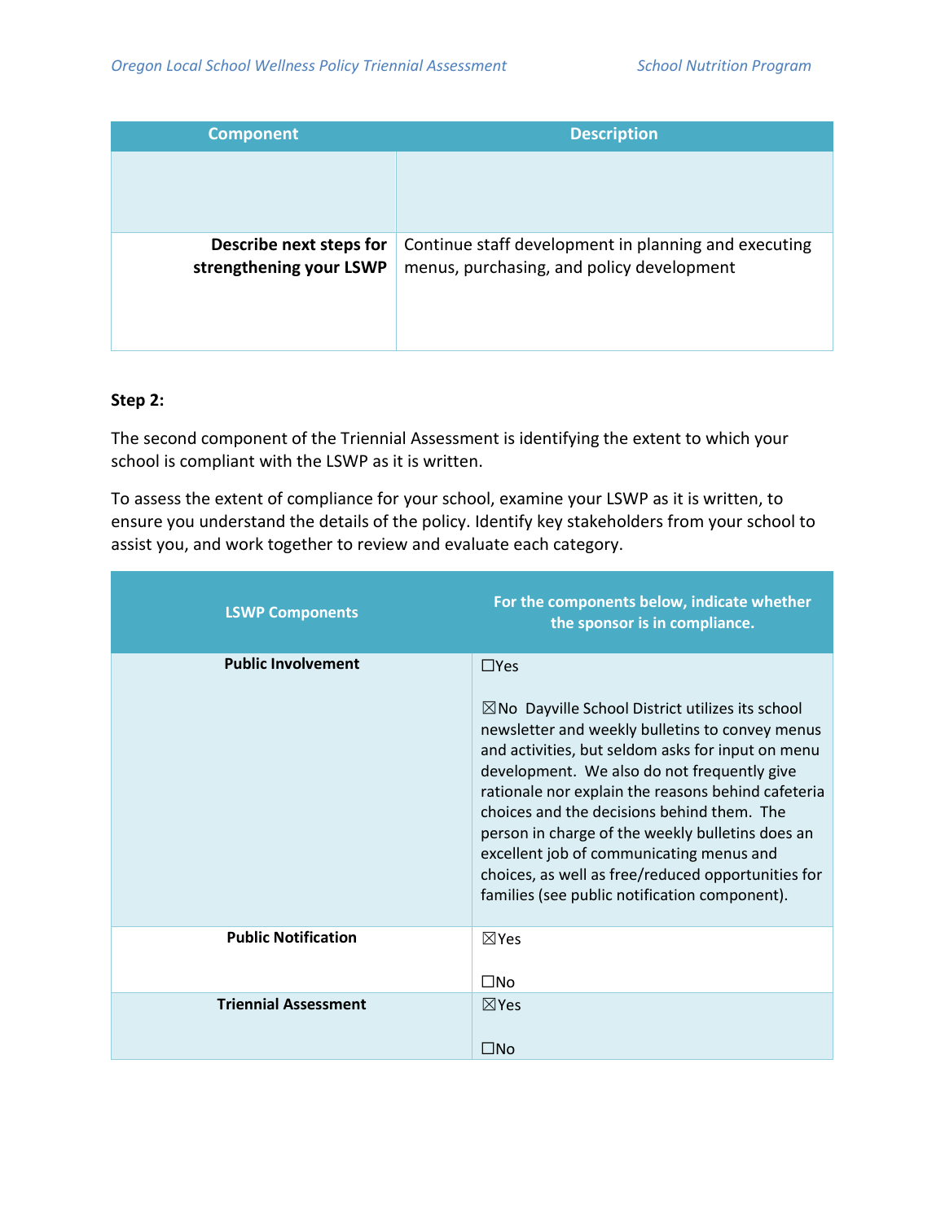| Component | Description |
|---|---|
| | |
| **Describe next steps for strengthening your LSWP** | Continue staff development in planning and executing menus, purchasing, and policy development |

**Step 2:**

The second component of the Triennial Assessment is identifying the extent to which your school is compliant with the LSWP as it is written.

To assess the extent of compliance for your school, examine your LSWP as it is written, to ensure you understand the details of the policy. Identify key stakeholders from your school to assist you, and work together to review and evaluate each category.

| LSWP Components | For the components below, indicate whether the sponsor is in compliance. |
|---|---|
| **Public Involvement** | ☐Yes<br><br>☒No Dayville School District utilizes its school newsletter and weekly bulletins to convey menus and activities, but seldom asks for input on menu development. We also do not frequently give rationale nor explain the reasons behind cafeteria choices and the decisions behind them. The person in charge of the weekly bulletins does an excellent job of communicating menus and choices, as well as free/reduced opportunities for families (see public notification component). |
| **Public Notification** | ☒Yes<br><br>☐No |
| **Triennial Assessment** | ☒Yes<br><br>☐No |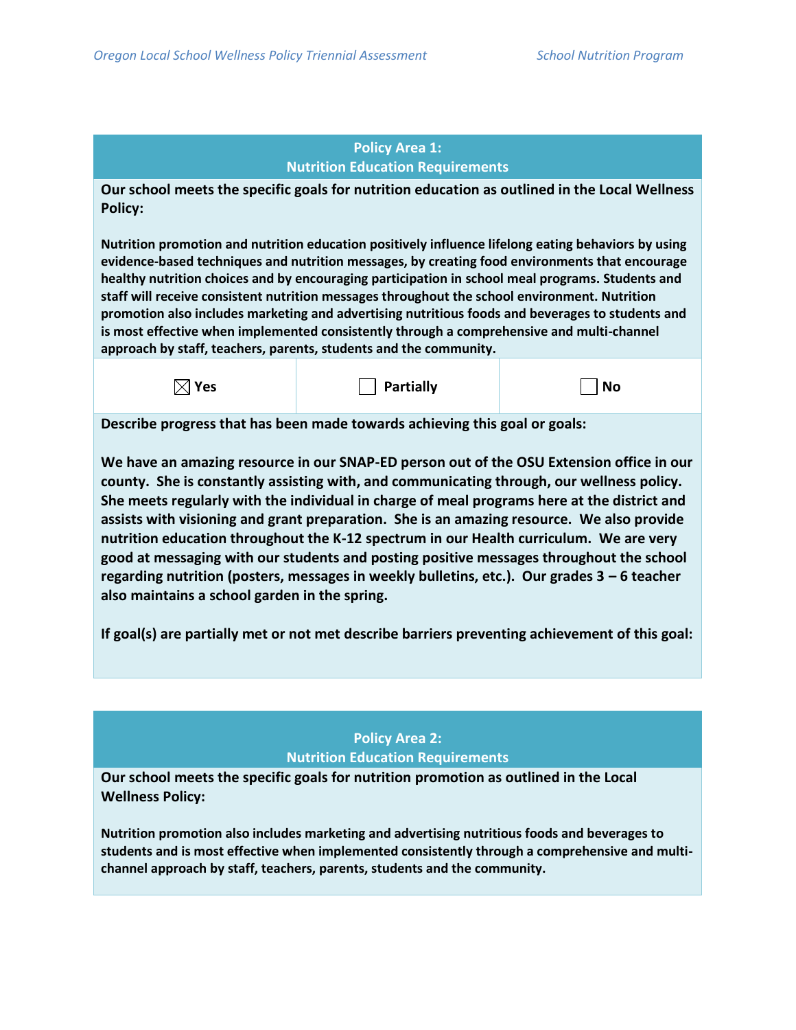## Policy Area 1: Nutrition Education Requirements

**Our school meets the specific goals for nutrition education as outlined in the Local Wellness Policy:**

**Nutrition promotion and nutrition education positively influence lifelong eating behaviors by using evidence-based techniques and nutrition messages, by creating food environments that encourage healthy nutrition choices and by encouraging participation in school meal programs. Students and staff will receive consistent nutrition messages throughout the school environment. Nutrition promotion also includes marketing and advertising nutritious foods and beverages to students and is most effective when implemented consistently through a comprehensive and multi-channel approach by staff, teachers, parents, students and the community.**

| ☒ Yes | ☐ Partially | ☐ No |
|---|---|---|

**Describe progress that has been made towards achieving this goal or goals:**

**We have an amazing resource in our SNAP-ED person out of the OSU Extension office in our county. She is constantly assisting with, and communicating through, our wellness policy. She meets regularly with the individual in charge of meal programs here at the district and assists with visioning and grant preparation. She is an amazing resource. We also provide nutrition education throughout the K-12 spectrum in our Health curriculum. We are very good at messaging with our students and posting positive messages throughout the school regarding nutrition (posters, messages in weekly bulletins, etc.). Our grades 3 – 6 teacher also maintains a school garden in the spring.**

**If goal(s) are partially met or not met describe barriers preventing achievement of this goal:**

## Policy Area 2: Nutrition Education Requirements

**Our school meets the specific goals for nutrition promotion as outlined in the Local Wellness Policy:**

**Nutrition promotion also includes marketing and advertising nutritious foods and beverages to students and is most effective when implemented consistently through a comprehensive and multi-channel approach by staff, teachers, parents, students and the community.**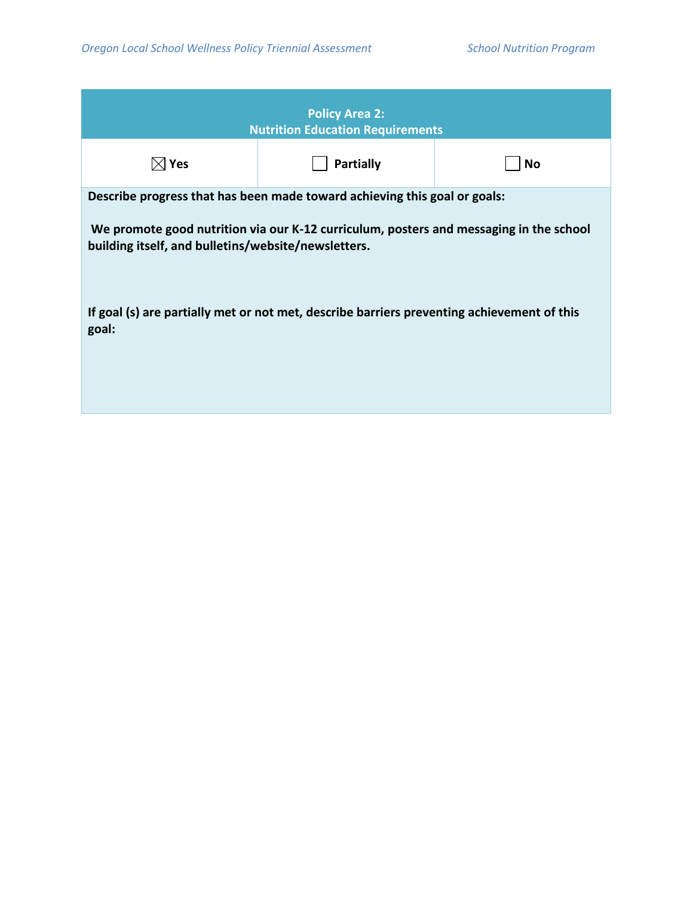| Policy Area 2: Nutrition Education Requirements | | |
|---|---|---|
| ☒ Yes | ☐ Partially | ☐ No |

**Describe progress that has been made toward achieving this goal or goals:**

**We promote good nutrition via our K-12 curriculum, posters and messaging in the school building itself, and bulletins/website/newsletters.**

**If goal (s) are partially met or not met, describe barriers preventing achievement of this goal:**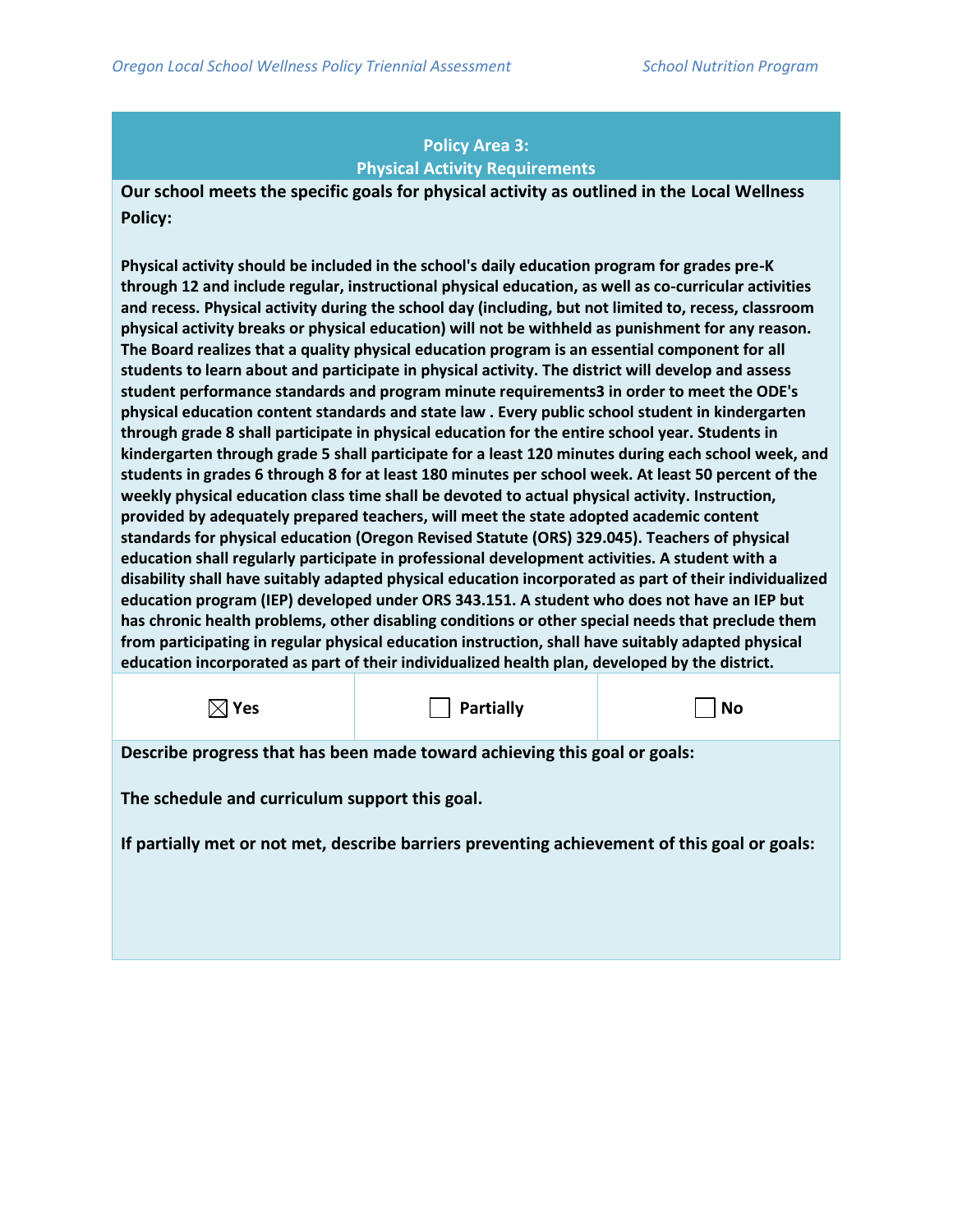## Policy Area 3:
## Physical Activity Requirements

**Our school meets the specific goals for physical activity as outlined in the Local Wellness Policy:**

**Physical activity should be included in the school's daily education program for grades pre-K through 12 and include regular, instructional physical education, as well as co-curricular activities and recess. Physical activity during the school day (including, but not limited to, recess, classroom physical activity breaks or physical education) will not be withheld as punishment for any reason. The Board realizes that a quality physical education program is an essential component for all students to learn about and participate in physical activity. The district will develop and assess student performance standards and program minute requirements3 in order to meet the ODE's physical education content standards and state law . Every public school student in kindergarten through grade 8 shall participate in physical education for the entire school year. Students in kindergarten through grade 5 shall participate for a least 120 minutes during each school week, and students in grades 6 through 8 for at least 180 minutes per school week. At least 50 percent of the weekly physical education class time shall be devoted to actual physical activity. Instruction, provided by adequately prepared teachers, will meet the state adopted academic content standards for physical education (Oregon Revised Statute (ORS) 329.045). Teachers of physical education shall regularly participate in professional development activities. A student with a disability shall have suitably adapted physical education incorporated as part of their individualized education program (IEP) developed under ORS 343.151. A student who does not have an IEP but has chronic health problems, other disabling conditions or other special needs that preclude them from participating in regular physical education instruction, shall have suitably adapted physical education incorporated as part of their individualized health plan, developed by the district.**

| ☒ Yes | ☐ Partially | ☐ No |
|---|---|---|

**Describe progress that has been made toward achieving this goal or goals:**

**The schedule and curriculum support this goal.**

**If partially met or not met, describe barriers preventing achievement of this goal or goals:**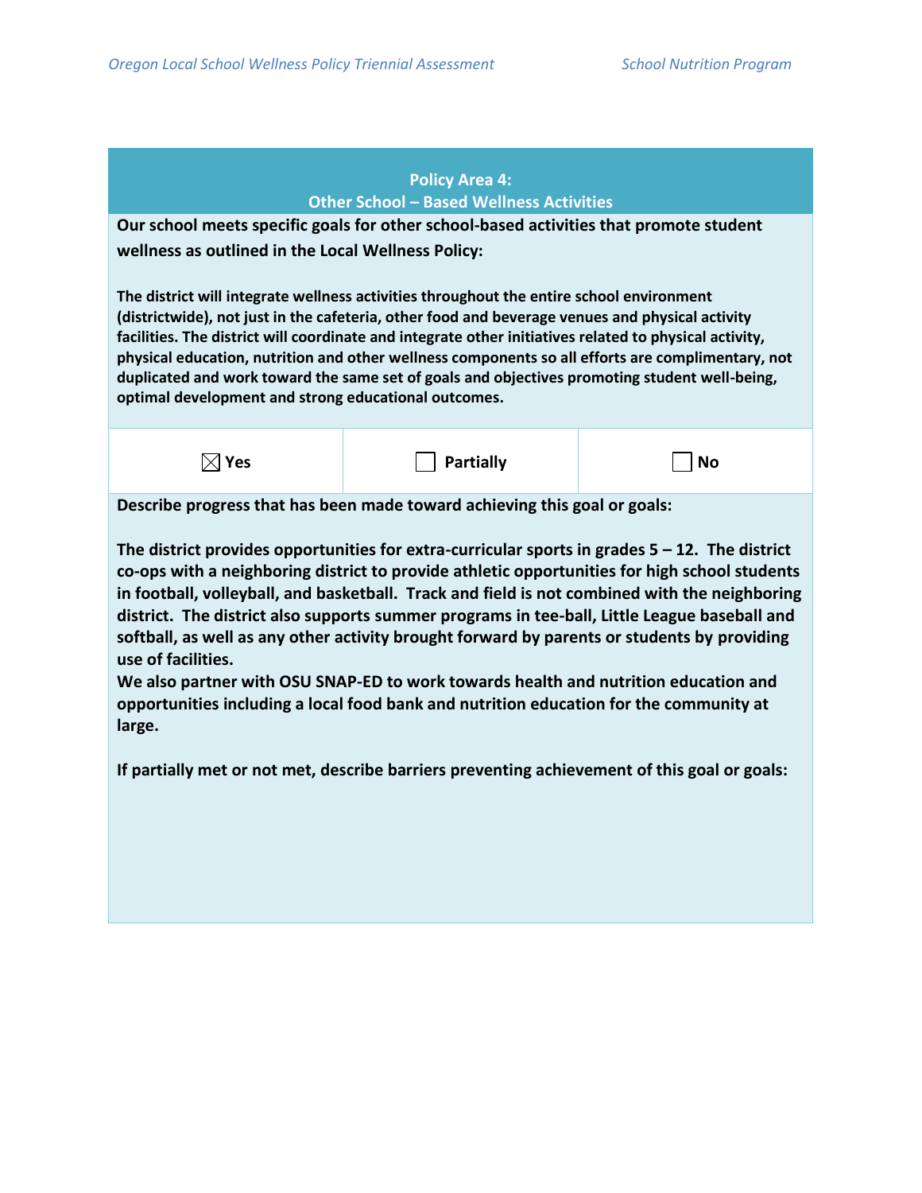## Policy Area 4: Other School – Based Wellness Activities

**Our school meets specific goals for other school-based activities that promote student wellness as outlined in the Local Wellness Policy:**

**The district will integrate wellness activities throughout the entire school environment (districtwide), not just in the cafeteria, other food and beverage venues and physical activity facilities. The district will coordinate and integrate other initiatives related to physical activity, physical education, nutrition and other wellness components so all efforts are complimentary, not duplicated and work toward the same set of goals and objectives promoting student well-being, optimal development and strong educational outcomes.**

| ☒ Yes | ☐ Partially | ☐ No |
|---|---|---|

**Describe progress that has been made toward achieving this goal or goals:**

**The district provides opportunities for extra-curricular sports in grades 5 – 12. The district co-ops with a neighboring district to provide athletic opportunities for high school students in football, volleyball, and basketball. Track and field is not combined with the neighboring district. The district also supports summer programs in tee-ball, Little League baseball and softball, as well as any other activity brought forward by parents or students by providing use of facilities.**
**We also partner with OSU SNAP-ED to work towards health and nutrition education and opportunities including a local food bank and nutrition education for the community at large.**

**If partially met or not met, describe barriers preventing achievement of this goal or goals:**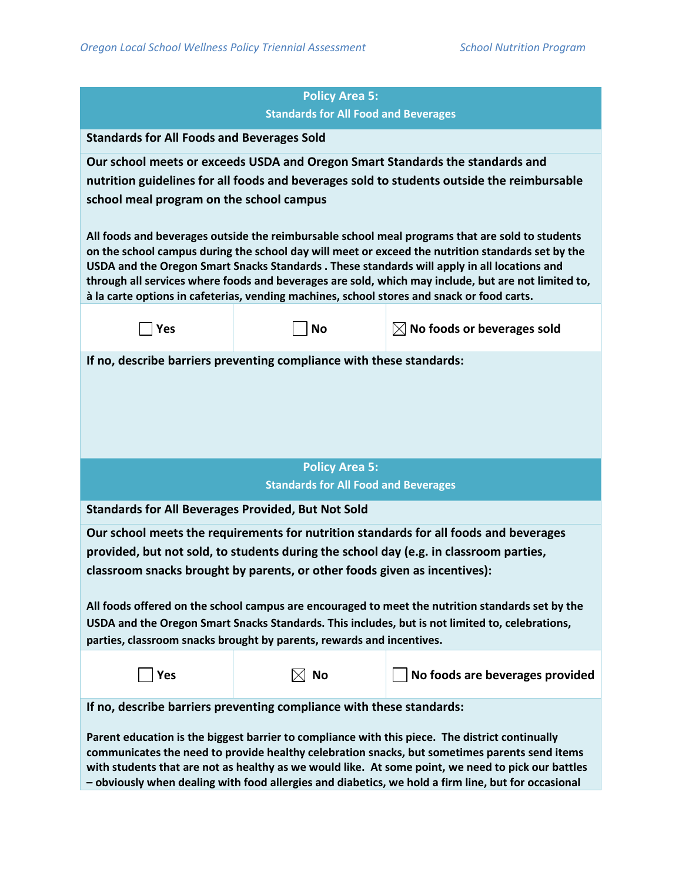## Policy Area 5: Standards for All Food and Beverages

**Standards for All Foods and Beverages Sold**

**Our school meets or exceeds USDA and Oregon Smart Standards the standards and nutrition guidelines for all foods and beverages sold to students outside the reimbursable school meal program on the school campus**

**All foods and beverages outside the reimbursable school meal programs that are sold to students on the school campus during the school day will meet or exceed the nutrition standards set by the USDA and the Oregon Smart Snacks Standards . These standards will apply in all locations and through all services where foods and beverages are sold, which may include, but are not limited to, à la carte options in cafeterias, vending machines, school stores and snack or food carts.**

| ☐ Yes | ☐ No | ☒ No foods or beverages sold |
|---|---|---|

**If no, describe barriers preventing compliance with these standards:**

## Policy Area 5: Standards for All Food and Beverages

**Standards for All Beverages Provided, But Not Sold**

**Our school meets the requirements for nutrition standards for all foods and beverages provided, but not sold, to students during the school day (e.g. in classroom parties, classroom snacks brought by parents, or other foods given as incentives):**

**All foods offered on the school campus are encouraged to meet the nutrition standards set by the USDA and the Oregon Smart Snacks Standards. This includes, but is not limited to, celebrations, parties, classroom snacks brought by parents, rewards and incentives.**

| ☐ Yes | ☒ No | ☐ No foods are beverages provided |
|---|---|---|

**If no, describe barriers preventing compliance with these standards:**

**Parent education is the biggest barrier to compliance with this piece. The district continually communicates the need to provide healthy celebration snacks, but sometimes parents send items with students that are not as healthy as we would like. At some point, we need to pick our battles – obviously when dealing with food allergies and diabetics, we hold a firm line, but for occasional**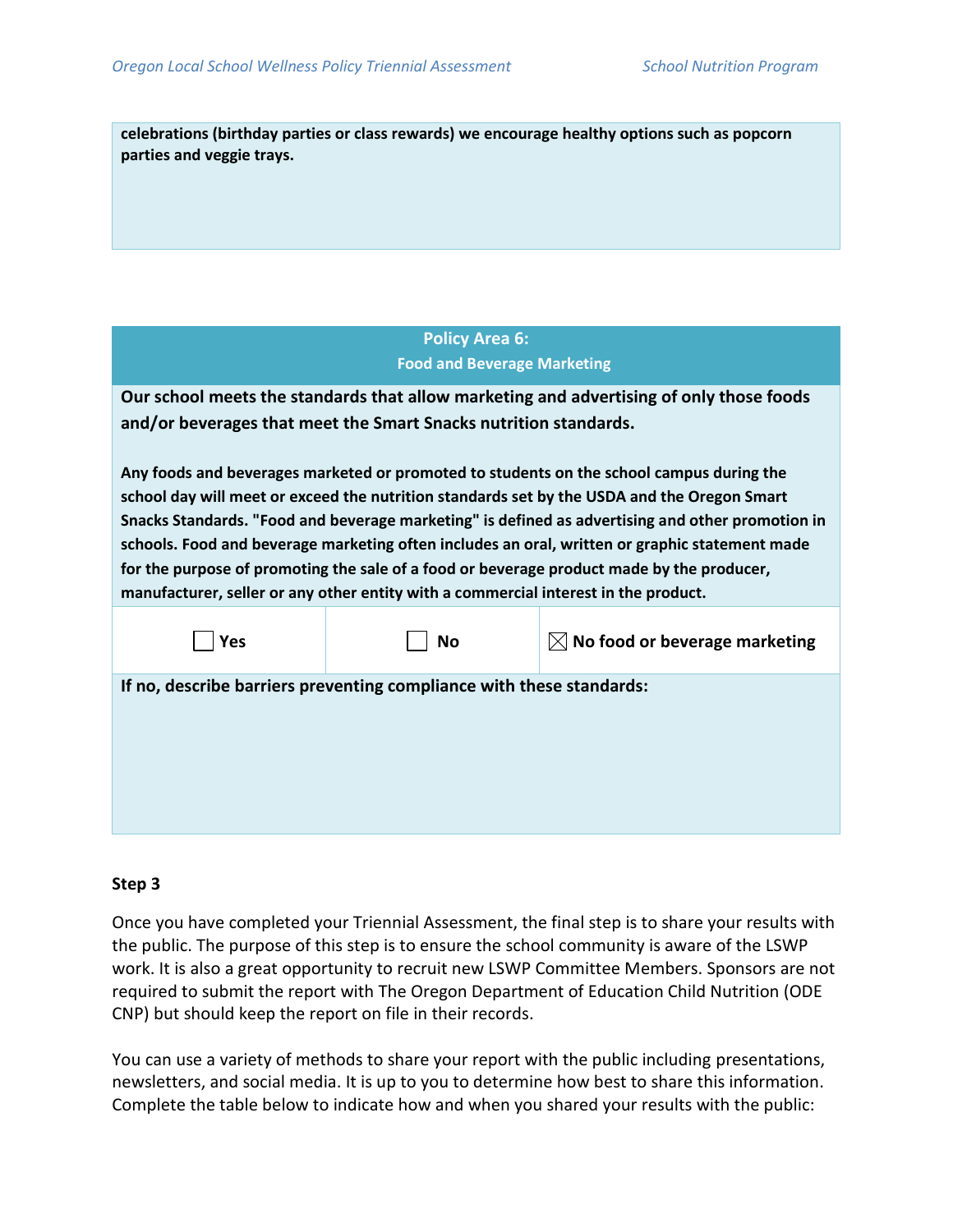**celebrations (birthday parties or class rewards) we encourage healthy options such as popcorn parties and veggie trays.**

| Policy Area 6: Food and Beverage Marketing | | |
|---|---|---|
| **Our school meets the standards that allow marketing and advertising of only those foods and/or beverages that meet the Smart Snacks nutrition standards.**<br><br>**Any foods and beverages marketed or promoted to students on the school campus during the school day will meet or exceed the nutrition standards set by the USDA and the Oregon Smart Snacks Standards. "Food and beverage marketing" is defined as advertising and other promotion in schools. Food and beverage marketing often includes an oral, written or graphic statement made for the purpose of promoting the sale of a food or beverage product made by the producer, manufacturer, seller or any other entity with a commercial interest in the product.** | | |
| ☐ **Yes** | ☐ **No** | ☒ **No food or beverage marketing** |
| **If no, describe barriers preventing compliance with these standards:** | | |

**Step 3**

Once you have completed your Triennial Assessment, the final step is to share your results with the public. The purpose of this step is to ensure the school community is aware of the LSWP work. It is also a great opportunity to recruit new LSWP Committee Members. Sponsors are not required to submit the report with The Oregon Department of Education Child Nutrition (ODE CNP) but should keep the report on file in their records.

You can use a variety of methods to share your report with the public including presentations, newsletters, and social media. It is up to you to determine how best to share this information. Complete the table below to indicate how and when you shared your results with the public: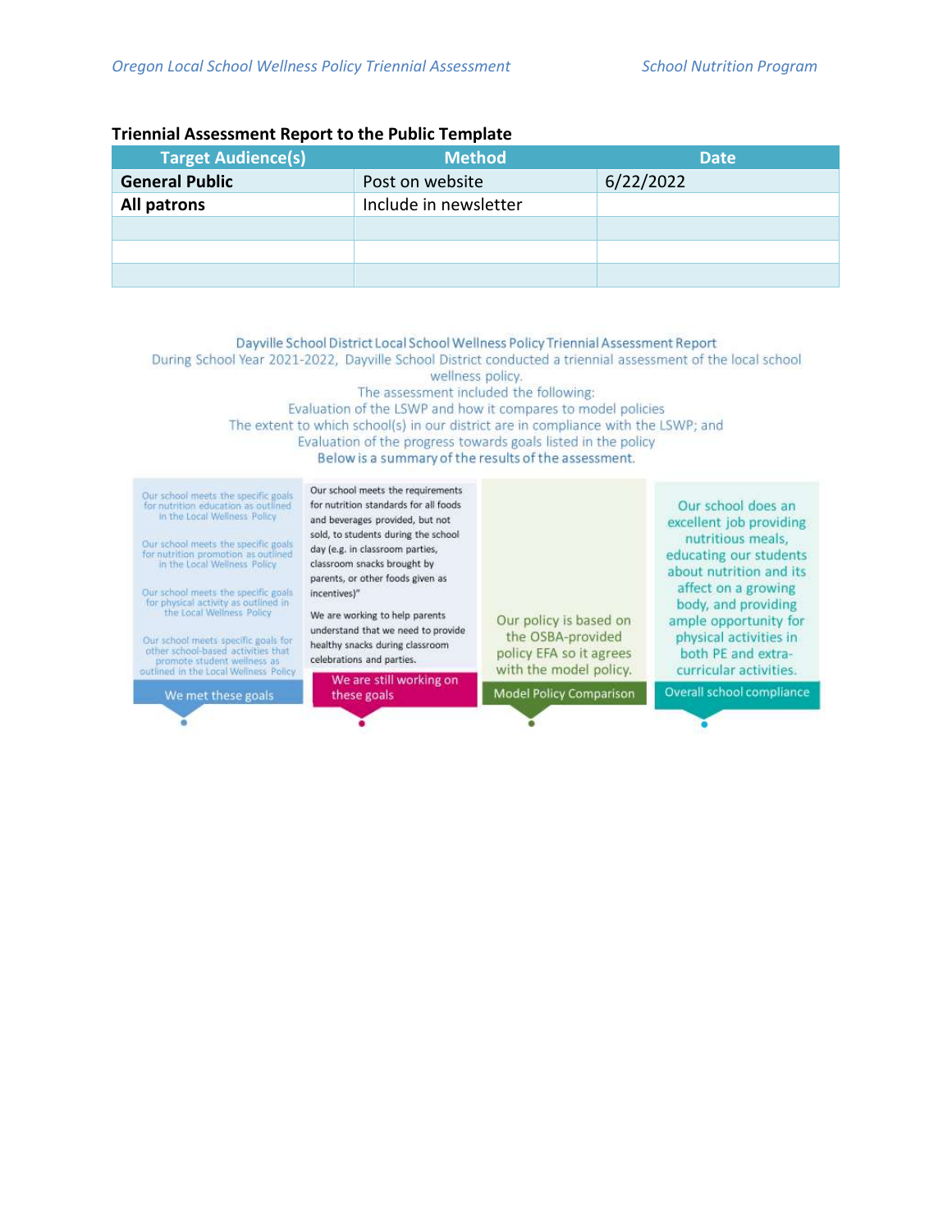**Triennial Assessment Report to the Public Template**

| Target Audience(s) | Method | Date |
|---|---|---|
| **General Public** | Post on website | 6/22/2022 |
| **All patrons** | Include in newsletter | |
| | | |
| | | |
| | | |

Dayville School District Local School Wellness Policy Triennial Assessment Report

During School Year 2021-2022, Dayville School District conducted a triennial assessment of the local school wellness policy.

The assessment included the following:

Evaluation of the LSWP and how it compares to model policies

The extent to which school(s) in our district are in compliance with the LSWP; and

Evaluation of the progress towards goals listed in the policy

Below is a summary of the results of the assessment.

**We met these goals**

Our school meets the specific goals for nutrition education as outlined in the Local Wellness Policy

Our school meets the specific goals for nutrition promotion as outlined in the Local Wellness Policy

Our school meets the specific goals for physical activity as outlined in the Local Wellness Policy

Our school meets specific goals for other school-based activities that promote student wellness as outlined in the Local Wellness Policy

**We are still working on these goals**

Our school meets the requirements for nutrition standards for all foods and beverages provided, but not sold, to students during the school day (e.g. in classroom parties, classroom snacks brought by parents, or other foods given as incentives)"

We are working to help parents understand that we need to provide healthy snacks during classroom celebrations and parties.

**Model Policy Comparison**

Our policy is based on the OSBA-provided policy EFA so it agrees with the model policy.

**Overall school compliance**

Our school does an excellent job providing nutritious meals, educating our students about nutrition and its affect on a growing body, and providing ample opportunity for physical activities in both PE and extra-curricular activities.